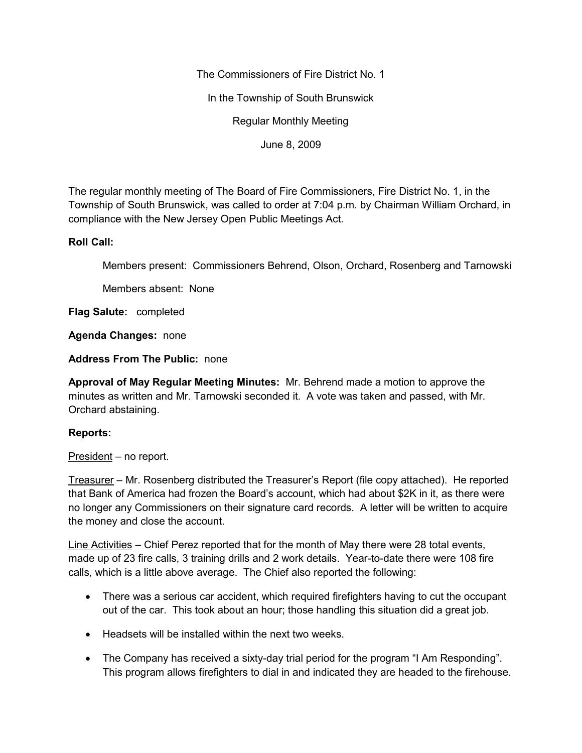The Commissioners of Fire District No. 1

In the Township of South Brunswick

Regular Monthly Meeting

June 8, 2009

The regular monthly meeting of The Board of Fire Commissioners, Fire District No. 1, in the Township of South Brunswick, was called to order at 7:04 p.m. by Chairman William Orchard, in compliance with the New Jersey Open Public Meetings Act.

**Roll Call:**

Members present: Commissioners Behrend, Olson, Orchard, Rosenberg and Tarnowski

Members absent: None

**Flag Salute:** completed

**Agenda Changes:** none

**Address From The Public:** none

**Approval of May Regular Meeting Minutes:** Mr. Behrend made a motion to approve the minutes as written and Mr. Tarnowski seconded it. A vote was taken and passed, with Mr. Orchard abstaining.

**Reports:**

<u>President</u> – no report.

<u>Treasurer</u> – Mr. Rosenberg distributed the Treasurer's Report (file copy attached). He reported that Bank of America had frozen the Board's account, which had about $2K in it, as there were no longer any Commissioners on their signature card records. A letter will be written to acquire the money and close the account.

<u>Line Activities</u> – Chief Perez reported that for the month of May there were 28 total events, made up of 23 fire calls, 3 training drills and 2 work details. Year-to-date there were 108 fire calls, which is a little above average. The Chief also reported the following:

- There was a serious car accident, which required firefighters having to cut the occupant out of the car. This took about an hour; those handling this situation did a great job.
- Headsets will be installed within the next two weeks.
- The Company has received a sixty-day trial period for the program "I Am Responding". This program allows firefighters to dial in and indicated they are headed to the firehouse.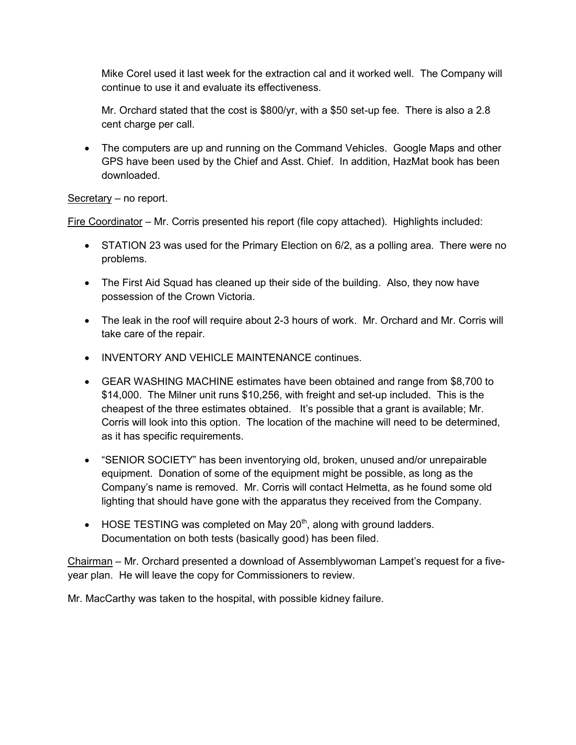Mike Corel used it last week for the extraction cal and it worked well. The Company will continue to use it and evaluate its effectiveness.

Mr. Orchard stated that the cost is $800/yr, with a $50 set-up fee. There is also a 2.8 cent charge per call.

- The computers are up and running on the Command Vehicles. Google Maps and other GPS have been used by the Chief and Asst. Chief. In addition, HazMat book has been downloaded.

Secretary – no report.

Fire Coordinator – Mr. Corris presented his report (file copy attached). Highlights included:

- STATION 23 was used for the Primary Election on 6/2, as a polling area. There were no problems.
- The First Aid Squad has cleaned up their side of the building. Also, they now have possession of the Crown Victoria.
- The leak in the roof will require about 2-3 hours of work. Mr. Orchard and Mr. Corris will take care of the repair.
- INVENTORY AND VEHICLE MAINTENANCE continues.
- GEAR WASHING MACHINE estimates have been obtained and range from $8,700 to $14,000. The Milner unit runs $10,256, with freight and set-up included. This is the cheapest of the three estimates obtained. It's possible that a grant is available; Mr. Corris will look into this option. The location of the machine will need to be determined, as it has specific requirements.
- "SENIOR SOCIETY" has been inventorying old, broken, unused and/or unrepairable equipment. Donation of some of the equipment might be possible, as long as the Company's name is removed. Mr. Corris will contact Helmetta, as he found some old lighting that should have gone with the apparatus they received from the Company.
- HOSE TESTING was completed on May 20th, along with ground ladders. Documentation on both tests (basically good) has been filed.

Chairman – Mr. Orchard presented a download of Assemblywoman Lampet's request for a five-year plan. He will leave the copy for Commissioners to review.

Mr. MacCarthy was taken to the hospital, with possible kidney failure.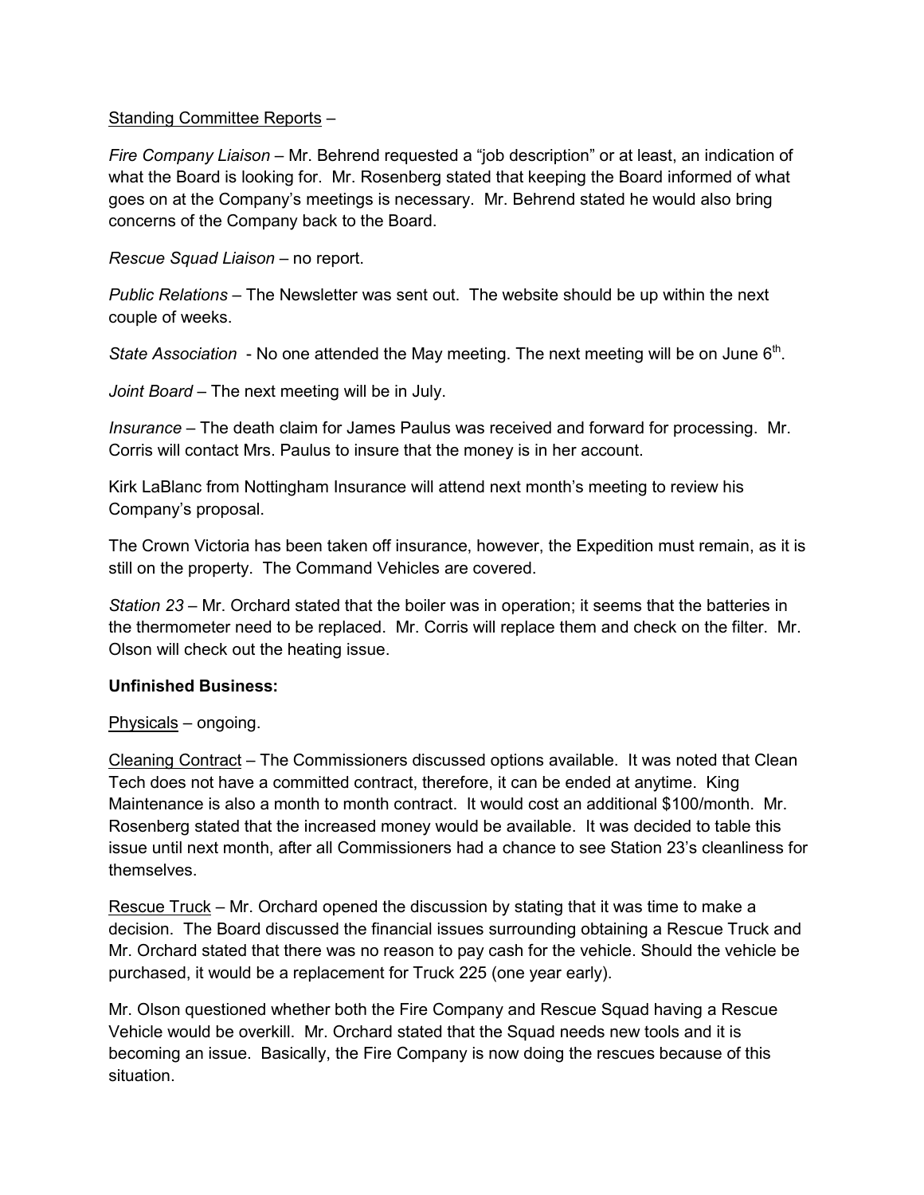<u>Standing Committee Reports</u> –

*Fire Company Liaison* – Mr. Behrend requested a "job description" or at least, an indication of what the Board is looking for. Mr. Rosenberg stated that keeping the Board informed of what goes on at the Company's meetings is necessary. Mr. Behrend stated he would also bring concerns of the Company back to the Board.

*Rescue Squad Liaison* – no report.

*Public Relations* – The Newsletter was sent out. The website should be up within the next couple of weeks.

*State Association* - No one attended the May meeting. The next meeting will be on June 6th.

*Joint Board* – The next meeting will be in July.

*Insurance* – The death claim for James Paulus was received and forward for processing. Mr. Corris will contact Mrs. Paulus to insure that the money is in her account.

Kirk LaBlanc from Nottingham Insurance will attend next month's meeting to review his Company's proposal.

The Crown Victoria has been taken off insurance, however, the Expedition must remain, as it is still on the property. The Command Vehicles are covered.

*Station 23* – Mr. Orchard stated that the boiler was in operation; it seems that the batteries in the thermometer need to be replaced. Mr. Corris will replace them and check on the filter. Mr. Olson will check out the heating issue.

**Unfinished Business:**

<u>Physicals</u> – ongoing.

<u>Cleaning Contract</u> – The Commissioners discussed options available. It was noted that Clean Tech does not have a committed contract, therefore, it can be ended at anytime. King Maintenance is also a month to month contract. It would cost an additional $100/month. Mr. Rosenberg stated that the increased money would be available. It was decided to table this issue until next month, after all Commissioners had a chance to see Station 23's cleanliness for themselves.

<u>Rescue Truck</u> – Mr. Orchard opened the discussion by stating that it was time to make a decision. The Board discussed the financial issues surrounding obtaining a Rescue Truck and Mr. Orchard stated that there was no reason to pay cash for the vehicle. Should the vehicle be purchased, it would be a replacement for Truck 225 (one year early).

Mr. Olson questioned whether both the Fire Company and Rescue Squad having a Rescue Vehicle would be overkill. Mr. Orchard stated that the Squad needs new tools and it is becoming an issue. Basically, the Fire Company is now doing the rescues because of this situation.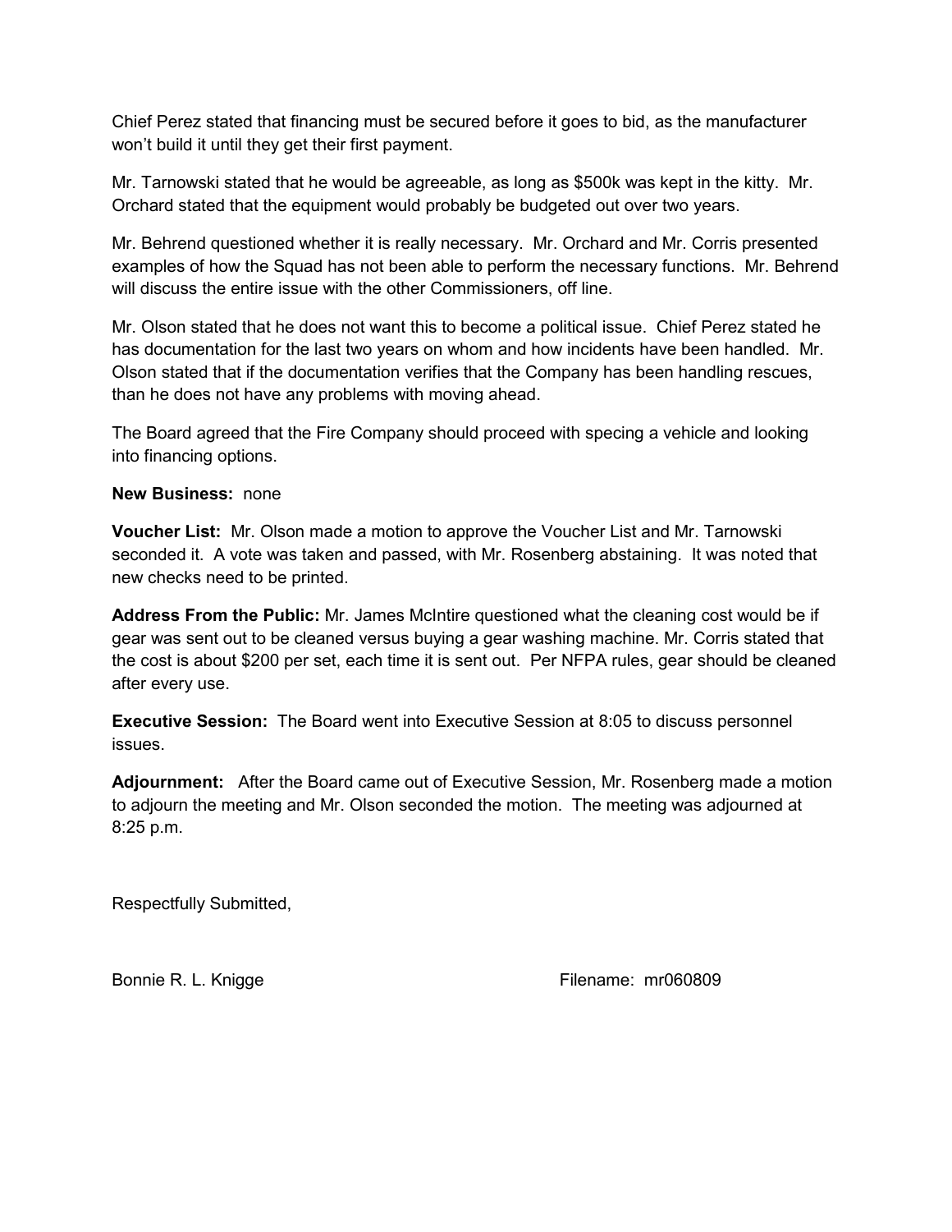Chief Perez stated that financing must be secured before it goes to bid, as the manufacturer won't build it until they get their first payment.

Mr. Tarnowski stated that he would be agreeable, as long as $500k was kept in the kitty. Mr. Orchard stated that the equipment would probably be budgeted out over two years.

Mr. Behrend questioned whether it is really necessary. Mr. Orchard and Mr. Corris presented examples of how the Squad has not been able to perform the necessary functions. Mr. Behrend will discuss the entire issue with the other Commissioners, off line.

Mr. Olson stated that he does not want this to become a political issue. Chief Perez stated he has documentation for the last two years on whom and how incidents have been handled. Mr. Olson stated that if the documentation verifies that the Company has been handling rescues, than he does not have any problems with moving ahead.

The Board agreed that the Fire Company should proceed with specing a vehicle and looking into financing options.

**New Business:** none

**Voucher List:** Mr. Olson made a motion to approve the Voucher List and Mr. Tarnowski seconded it. A vote was taken and passed, with Mr. Rosenberg abstaining. It was noted that new checks need to be printed.

**Address From the Public:** Mr. James McIntire questioned what the cleaning cost would be if gear was sent out to be cleaned versus buying a gear washing machine. Mr. Corris stated that the cost is about $200 per set, each time it is sent out. Per NFPA rules, gear should be cleaned after every use.

**Executive Session:** The Board went into Executive Session at 8:05 to discuss personnel issues.

**Adjournment:** After the Board came out of Executive Session, Mr. Rosenberg made a motion to adjourn the meeting and Mr. Olson seconded the motion. The meeting was adjourned at 8:25 p.m.

Respectfully Submitted,

Bonnie R. L. Knigge

Filename: mr060809